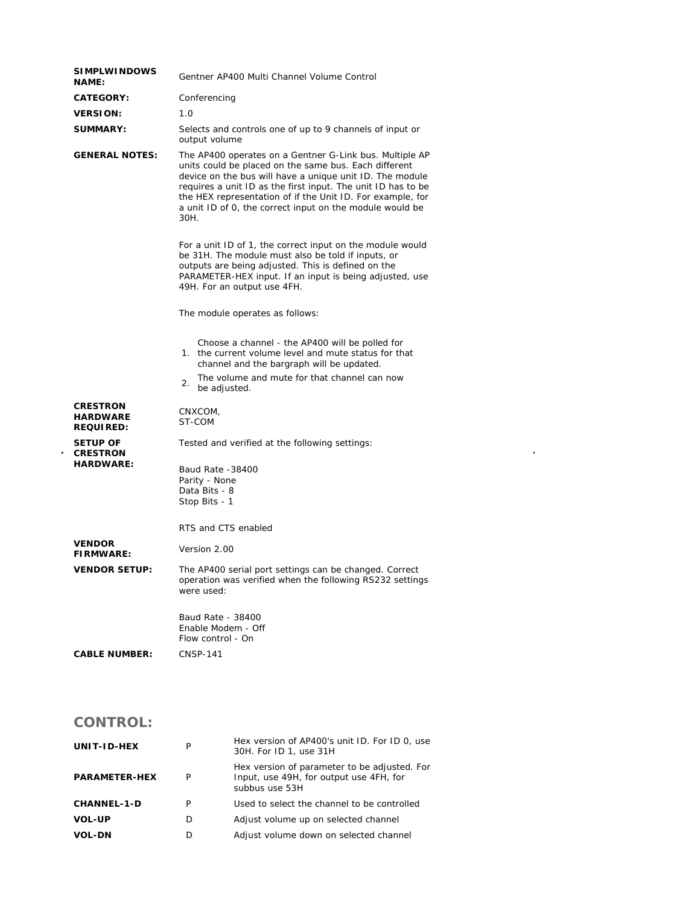| | |
|---|---|
| **SIMPLWINDOWS NAME:** | Gentner AP400 Multi Channel Volume Control |
| **CATEGORY:** | Conferencing |
| **VERSION:** | 1.0 |
| **SUMMARY:** | Selects and controls one of up to 9 channels of input or output volume |
| **GENERAL NOTES:** | The AP400 operates on a Gentner G-Link bus. Multiple AP units could be placed on the same bus. Each different device on the bus will have a unique unit ID. The module requires a unit ID as the first input. The unit ID has to be the HEX representation of if the Unit ID. For example, for a unit ID of 0, the correct input on the module would be 30H.<br><br>For a unit ID of 1, the correct input on the module would be 31H. The module must also be told if inputs, or outputs are being adjusted. This is defined on the PARAMETER-HEX input. If an input is being adjusted, use 49H. For an output use 4FH.<br><br>The module operates as follows:<br><br>1. Choose a channel - the AP400 will be polled for the current volume level and mute status for that channel and the bargraph will be updated.<br>2. The volume and mute for that channel can now be adjusted. |
| **CRESTRON HARDWARE REQUIRED:** | CNXCOM,<br>ST-COM |
| **SETUP OF CRESTRON HARDWARE:** | Tested and verified at the following settings:<br><br>Baud Rate -38400<br>Parity - None<br>Data Bits - 8<br>Stop Bits - 1<br><br>RTS and CTS enabled |
| **VENDOR FIRMWARE:** | Version 2.00 |
| **VENDOR SETUP:** | The AP400 serial port settings can be changed. Correct operation was verified when the following RS232 settings were used:<br><br>Baud Rate - 38400<br>Enable Modem - Off<br>Flow control - On |
| **CABLE NUMBER:** | CNSP-141 |

## CONTROL:

| | | |
|---|---|---|
| **UNIT-ID-HEX** | P | Hex version of AP400's unit ID. For ID 0, use 30H. For ID 1, use 31H |
| **PARAMETER-HEX** | P | Hex version of parameter to be adjusted. For Input, use 49H, for output use 4FH, for subbus use 53H |
| **CHANNEL-1-D** | P | Used to select the channel to be controlled |
| **VOL-UP** | D | Adjust volume up on selected channel |
| **VOL-DN** | D | Adjust volume down on selected channel |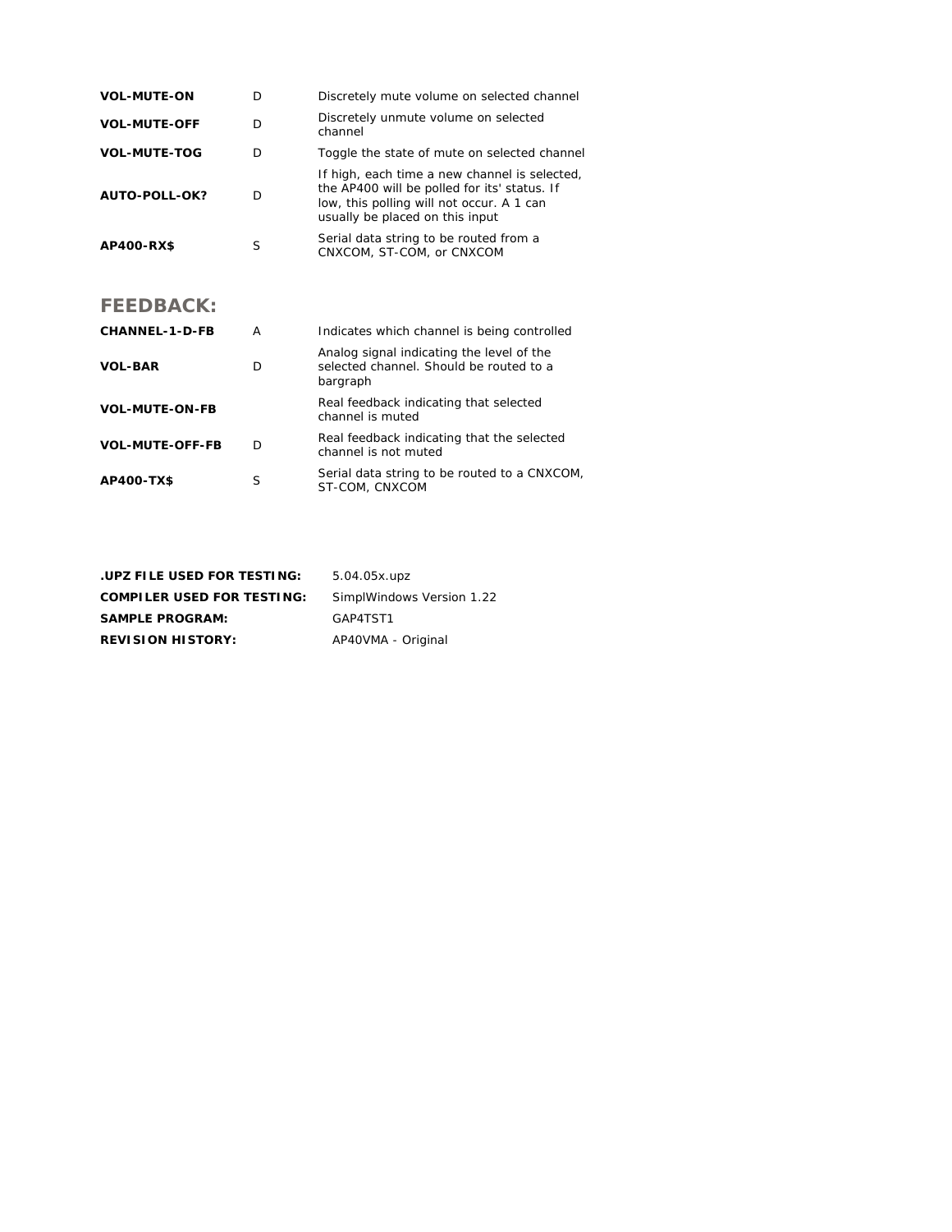| | | |
|---|---|---|
| **VOL-MUTE-ON** | D | Discretely mute volume on selected channel |
| **VOL-MUTE-OFF** | D | Discretely unmute volume on selected channel |
| **VOL-MUTE-TOG** | D | Toggle the state of mute on selected channel |
| **AUTO-POLL-OK?** | D | If high, each time a new channel is selected, the AP400 will be polled for its' status. If low, this polling will not occur. A 1 can usually be placed on this input |
| **AP400-RX$** | S | Serial data string to be routed from a CNXCOM, ST-COM, or CNXCOM |

## FEEDBACK:

| | | |
|---|---|---|
| **CHANNEL-1-D-FB** | A | Indicates which channel is being controlled |
| **VOL-BAR** | D | Analog signal indicating the level of the selected channel. Should be routed to a bargraph |
| **VOL-MUTE-ON-FB** | | Real feedback indicating that selected channel is muted |
| **VOL-MUTE-OFF-FB** | D | Real feedback indicating that the selected channel is not muted |
| **AP400-TX$** | S | Serial data string to be routed to a CNXCOM, ST-COM, CNXCOM |

| | |
|---|---|
| **.UPZ FILE USED FOR TESTING:** | 5.04.05x.upz |
| **COMPILER USED FOR TESTING:** | SimplWindows Version 1.22 |
| **SAMPLE PROGRAM:** | GAP4TST1 |
| **REVISION HISTORY:** | AP40VMA - Original |